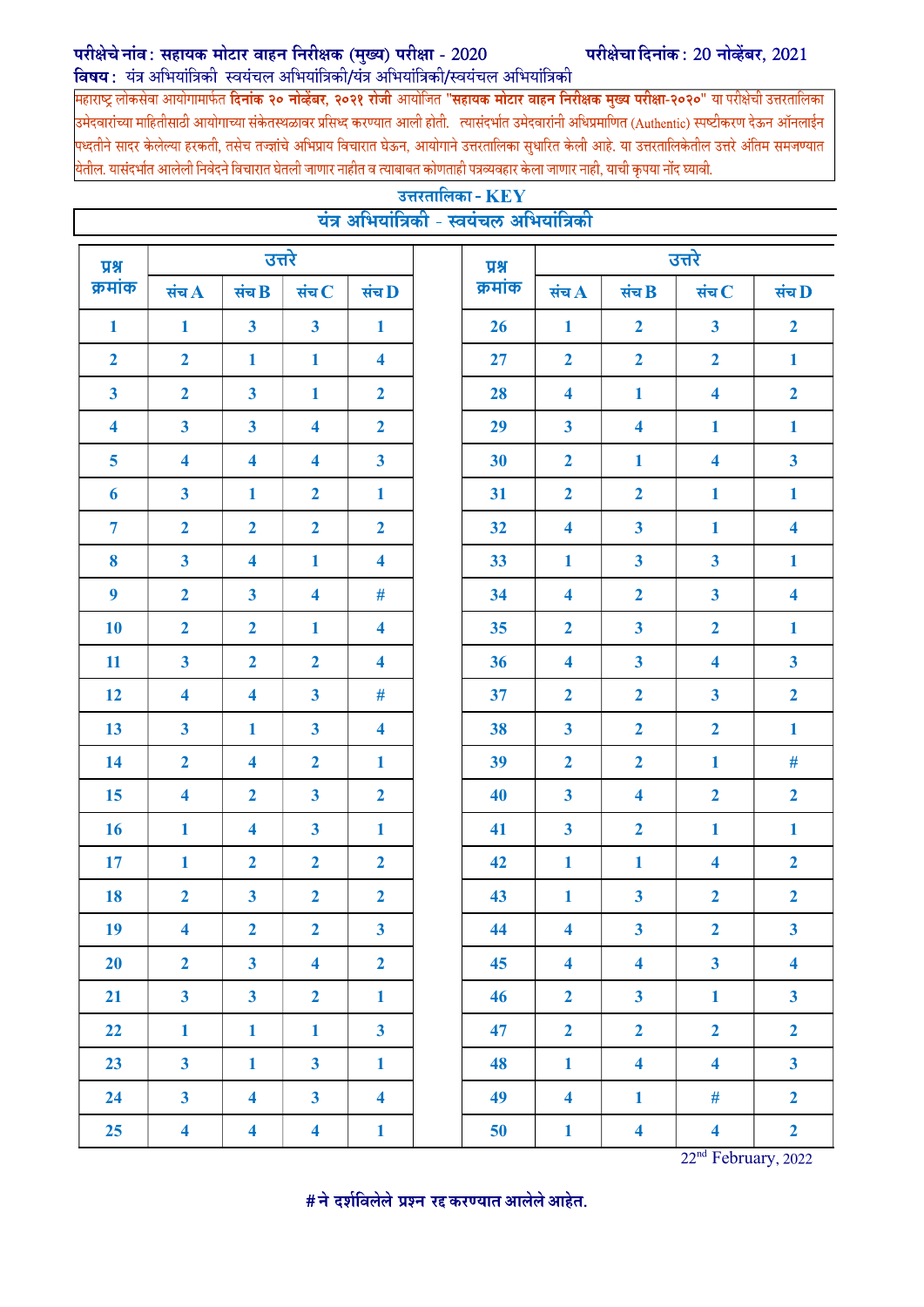**परीक्षेचे नांव : सहायक मोटार वाहन निरीक्षक (मुख्य) परीक्षा - 2020** **परीक्षेचा दिनांक : 20 नोव्हेंबर, 2021**

**विषय :** यंत्र अभियांत्रिकी स्वयंचल अभियांत्रिकी/यंत्र अभियांत्रिकी/स्वयंचल अभियांत्रिकी

महाराष्ट्र लोकसेवा आयोगामार्फत **दिनांक २० नोव्हेंबर, २०२१ रोजी** आयोजित "**सहायक मोटार वाहन निरीक्षक मुख्य परीक्षा-२०२०**" या परीक्षेची उत्तरतालिका उमेदवारांच्या माहितीसाठी आयोगाच्या संकेतस्थळावर प्रसिध्द करण्यात आली होती. त्यासंदर्भात उमेदवारांनी अधिप्रमाणित (Authentic) स्पष्टीकरण देऊन ऑनलाईन पध्दतीने सादर केलेल्या हरकती, तसेच तज्ज्ञांचे अभिप्राय विचारात घेऊन, आयोगाने उत्तरतालिका सुधारित केली आहे. या उत्तरतालिकेतील उत्तरे अंतिम समजण्यात येतील. यासंदर्भात आलेली निवेदने विचारात घेतली जाणार नाहीत व त्याबाबत कोणताही पत्रव्यवहार केला जाणार नाही, याची कृपया नोंद घ्यावी.

## उत्तरतालिका - KEY

## यंत्र अभियांत्रिकी - स्वयंचल अभियांत्रिकी

| प्रश्न क्रमांक | उत्तरे | | | | प्रश्न क्रमांक | उत्तरे | | | |
|---|---|---|---|---|---|---|---|---|---|
| | संच A | संच B | संच C | संच D | | संच A | संच B | संच C | संच D |
| 1 | 1 | 3 | 3 | 1 | 26 | 1 | 2 | 3 | 2 |
| 2 | 2 | 1 | 1 | 4 | 27 | 2 | 2 | 2 | 1 |
| 3 | 2 | 3 | 1 | 2 | 28 | 4 | 1 | 4 | 2 |
| 4 | 3 | 3 | 4 | 2 | 29 | 3 | 4 | 1 | 1 |
| 5 | 4 | 4 | 4 | 3 | 30 | 2 | 1 | 4 | 3 |
| 6 | 3 | 1 | 2 | 1 | 31 | 2 | 2 | 1 | 1 |
| 7 | 2 | 2 | 2 | 2 | 32 | 4 | 3 | 1 | 4 |
| 8 | 3 | 4 | 1 | 4 | 33 | 1 | 3 | 3 | 1 |
| 9 | 2 | 3 | 4 | # | 34 | 4 | 2 | 3 | 4 |
| 10 | 2 | 2 | 1 | 4 | 35 | 2 | 3 | 2 | 1 |
| 11 | 3 | 2 | 2 | 4 | 36 | 4 | 3 | 4 | 3 |
| 12 | 4 | 4 | 3 | # | 37 | 2 | 2 | 3 | 2 |
| 13 | 3 | 1 | 3 | 4 | 38 | 3 | 2 | 2 | 1 |
| 14 | 2 | 4 | 2 | 1 | 39 | 2 | 2 | 1 | # |
| 15 | 4 | 2 | 3 | 2 | 40 | 3 | 4 | 2 | 2 |
| 16 | 1 | 4 | 3 | 1 | 41 | 3 | 2 | 1 | 1 |
| 17 | 1 | 2 | 2 | 2 | 42 | 1 | 1 | 4 | 2 |
| 18 | 2 | 3 | 2 | 2 | 43 | 1 | 3 | 2 | 2 |
| 19 | 4 | 2 | 2 | 3 | 44 | 4 | 3 | 2 | 3 |
| 20 | 2 | 3 | 4 | 2 | 45 | 4 | 4 | 3 | 4 |
| 21 | 3 | 3 | 2 | 1 | 46 | 2 | 3 | 1 | 3 |
| 22 | 1 | 1 | 1 | 3 | 47 | 2 | 2 | 2 | 2 |
| 23 | 3 | 1 | 3 | 1 | 48 | 1 | 4 | 4 | 3 |
| 24 | 3 | 4 | 3 | 4 | 49 | 4 | 1 | # | 2 |
| 25 | 4 | 4 | 4 | 1 | 50 | 1 | 4 | 4 | 2 |

22nd February, 2022

**# ने दर्शविलेले प्रश्न रद्द करण्यात आलेले आहेत.**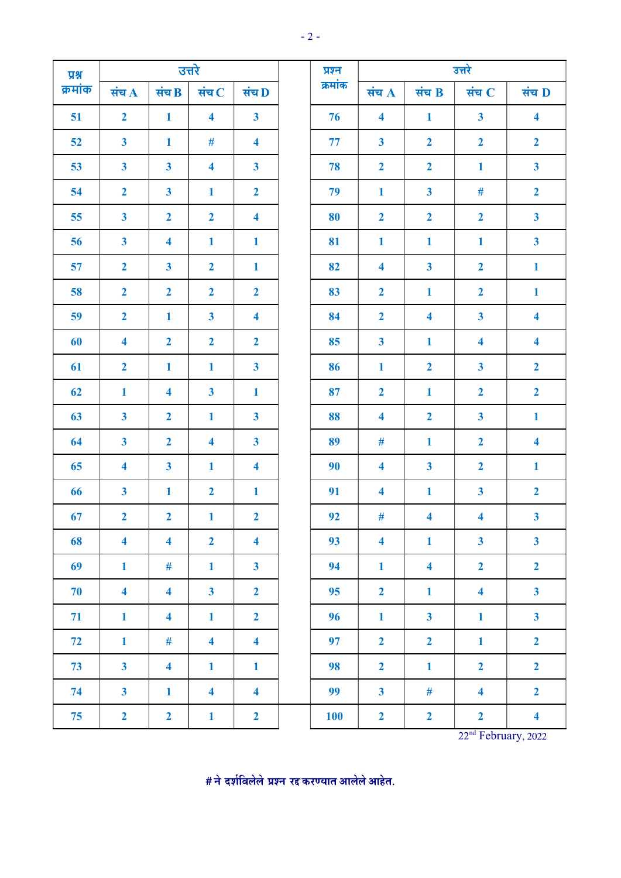| प्रश्न क्रमांक | उत्तरे | | | | प्रश्न क्रमांक | उत्तरे | | | |
|---|---|---|---|---|---|---|---|---|---|
| | संच A | संच B | संच C | संच D | | संच A | संच B | संच C | संच D |
| 51 | 2 | 1 | 4 | 3 | 76 | 4 | 1 | 3 | 4 |
| 52 | 3 | 1 | # | 4 | 77 | 3 | 2 | 2 | 2 |
| 53 | 3 | 3 | 4 | 3 | 78 | 2 | 2 | 1 | 3 |
| 54 | 2 | 3 | 1 | 2 | 79 | 1 | 3 | # | 2 |
| 55 | 3 | 2 | 2 | 4 | 80 | 2 | 2 | 2 | 3 |
| 56 | 3 | 4 | 1 | 1 | 81 | 1 | 1 | 1 | 3 |
| 57 | 2 | 3 | 2 | 1 | 82 | 4 | 3 | 2 | 1 |
| 58 | 2 | 2 | 2 | 2 | 83 | 2 | 1 | 2 | 1 |
| 59 | 2 | 1 | 3 | 4 | 84 | 2 | 4 | 3 | 4 |
| 60 | 4 | 2 | 2 | 2 | 85 | 3 | 1 | 4 | 4 |
| 61 | 2 | 1 | 1 | 3 | 86 | 1 | 2 | 3 | 2 |
| 62 | 1 | 4 | 3 | 1 | 87 | 2 | 1 | 2 | 2 |
| 63 | 3 | 2 | 1 | 3 | 88 | 4 | 2 | 3 | 1 |
| 64 | 3 | 2 | 4 | 3 | 89 | # | 1 | 2 | 4 |
| 65 | 4 | 3 | 1 | 4 | 90 | 4 | 3 | 2 | 1 |
| 66 | 3 | 1 | 2 | 1 | 91 | 4 | 1 | 3 | 2 |
| 67 | 2 | 2 | 1 | 2 | 92 | # | 4 | 4 | 3 |
| 68 | 4 | 4 | 2 | 4 | 93 | 4 | 1 | 3 | 3 |
| 69 | 1 | # | 1 | 3 | 94 | 1 | 4 | 2 | 2 |
| 70 | 4 | 4 | 3 | 2 | 95 | 2 | 1 | 4 | 3 |
| 71 | 1 | 4 | 1 | 2 | 96 | 1 | 3 | 1 | 3 |
| 72 | 1 | # | 4 | 4 | 97 | 2 | 2 | 1 | 2 |
| 73 | 3 | 4 | 1 | 1 | 98 | 2 | 1 | 2 | 2 |
| 74 | 3 | 1 | 4 | 4 | 99 | 3 | # | 4 | 2 |
| 75 | 2 | 2 | 1 | 2 | 100 | 2 | 2 | 2 | 4 |

22nd February, 2022

**# ने दर्शविलेले प्रश्न रद्द करण्यात आलेले आहेत.**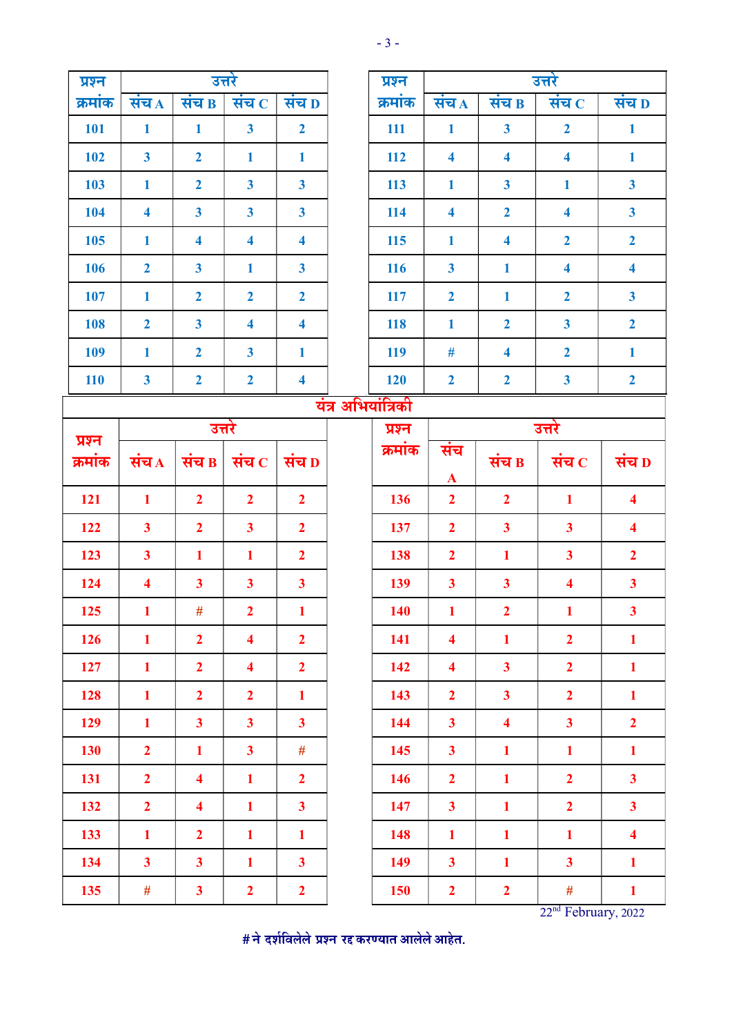| प्रश्न क्रमांक | उत्तरे | | | | प्रश्न क्रमांक | उत्तरे | | | |
|---|---|---|---|---|---|---|---|---|---|
| | संच A | संच B | संच C | संच D | | संच A | संच B | संच C | संच D |
| 101 | 1 | 1 | 3 | 2 | 111 | 1 | 3 | 2 | 1 |
| 102 | 3 | 2 | 1 | 1 | 112 | 4 | 4 | 4 | 1 |
| 103 | 1 | 2 | 3 | 3 | 113 | 1 | 3 | 1 | 3 |
| 104 | 4 | 3 | 3 | 3 | 114 | 4 | 2 | 4 | 3 |
| 105 | 1 | 4 | 4 | 4 | 115 | 1 | 4 | 2 | 2 |
| 106 | 2 | 3 | 1 | 3 | 116 | 3 | 1 | 4 | 4 |
| 107 | 1 | 2 | 2 | 2 | 117 | 2 | 1 | 2 | 3 |
| 108 | 2 | 3 | 4 | 4 | 118 | 1 | 2 | 3 | 2 |
| 109 | 1 | 2 | 3 | 1 | 119 | # | 4 | 2 | 1 |
| 110 | 3 | 2 | 2 | 4 | 120 | 2 | 2 | 3 | 2 |

## यंत्र अभियांत्रिकी

| प्रश्न क्रमांक | उत्तरे | | | | प्रश्न क्रमांक | उत्तरे | | | |
|---|---|---|---|---|---|---|---|---|---|
| | संच A | संच B | संच C | संच D | | संच A | संच B | संच C | संच D |
| 121 | 1 | 2 | 2 | 2 | 136 | 2 | 2 | 1 | 4 |
| 122 | 3 | 2 | 3 | 2 | 137 | 2 | 3 | 3 | 4 |
| 123 | 3 | 1 | 1 | 2 | 138 | 2 | 1 | 3 | 2 |
| 124 | 4 | 3 | 3 | 3 | 139 | 3 | 3 | 4 | 3 |
| 125 | 1 | # | 2 | 1 | 140 | 1 | 2 | 1 | 3 |
| 126 | 1 | 2 | 4 | 2 | 141 | 4 | 1 | 2 | 1 |
| 127 | 1 | 2 | 4 | 2 | 142 | 4 | 3 | 2 | 1 |
| 128 | 1 | 2 | 2 | 1 | 143 | 2 | 3 | 2 | 1 |
| 129 | 1 | 3 | 3 | 3 | 144 | 3 | 4 | 3 | 2 |
| 130 | 2 | 1 | 3 | # | 145 | 3 | 1 | 1 | 1 |
| 131 | 2 | 4 | 1 | 2 | 146 | 2 | 1 | 2 | 3 |
| 132 | 2 | 4 | 1 | 3 | 147 | 3 | 1 | 2 | 3 |
| 133 | 1 | 2 | 1 | 1 | 148 | 1 | 1 | 1 | 4 |
| 134 | 3 | 3 | 1 | 3 | 149 | 3 | 1 | 3 | 1 |
| 135 | # | 3 | 2 | 2 | 150 | 2 | 2 | # | 1 |

22nd February, 2022

**# ने दर्शविलेले प्रश्न रद्द करण्यात आलेले आहेत.**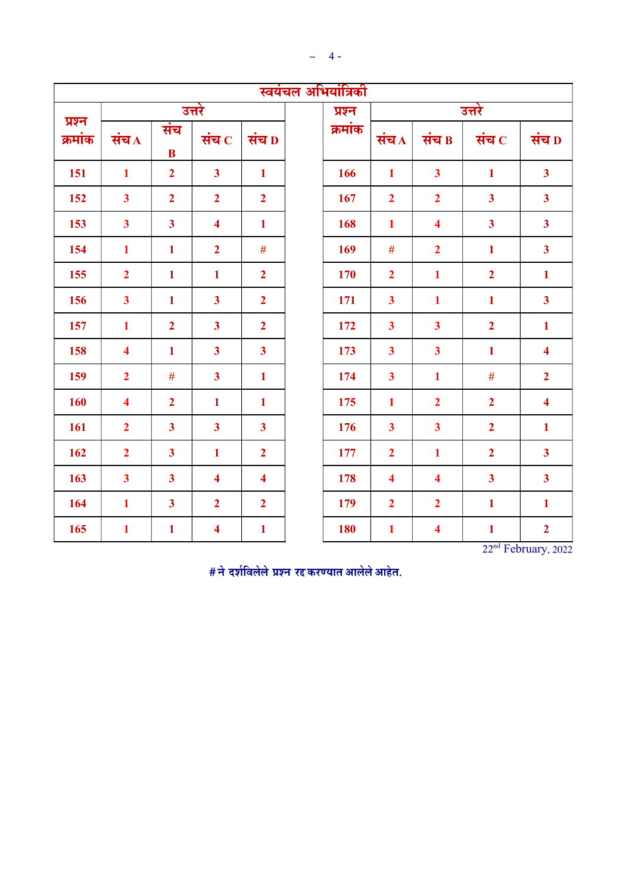| स्वयंचल अभियांत्रिकी | | | | | | | | | |
|---|---|---|---|---|---|---|---|---|---|
| प्रश्न क्रमांक | उत्तरे | | | | प्रश्न क्रमांक | उत्तरे | | | |
| | संच A | संच B | संच C | संच D | | संच A | संच B | संच C | संच D |
| 151 | 1 | 2 | 3 | 1 | 166 | 1 | 3 | 1 | 3 |
| 152 | 3 | 2 | 2 | 2 | 167 | 2 | 2 | 3 | 3 |
| 153 | 3 | 3 | 4 | 1 | 168 | 1 | 4 | 3 | 3 |
| 154 | 1 | 1 | 2 | # | 169 | # | 2 | 1 | 3 |
| 155 | 2 | 1 | 1 | 2 | 170 | 2 | 1 | 2 | 1 |
| 156 | 3 | 1 | 3 | 2 | 171 | 3 | 1 | 1 | 3 |
| 157 | 1 | 2 | 3 | 2 | 172 | 3 | 3 | 2 | 1 |
| 158 | 4 | 1 | 3 | 3 | 173 | 3 | 3 | 1 | 4 |
| 159 | 2 | # | 3 | 1 | 174 | 3 | 1 | # | 2 |
| 160 | 4 | 2 | 1 | 1 | 175 | 1 | 2 | 2 | 4 |
| 161 | 2 | 3 | 3 | 3 | 176 | 3 | 3 | 2 | 1 |
| 162 | 2 | 3 | 1 | 2 | 177 | 2 | 1 | 2 | 3 |
| 163 | 3 | 3 | 4 | 4 | 178 | 4 | 4 | 3 | 3 |
| 164 | 1 | 3 | 2 | 2 | 179 | 2 | 2 | 1 | 1 |
| 165 | 1 | 1 | 4 | 1 | 180 | 1 | 4 | 1 | 2 |

22nd February, 2022

**# ने दर्शविलेले प्रश्न रद्द करण्यात आलेले आहेत.**